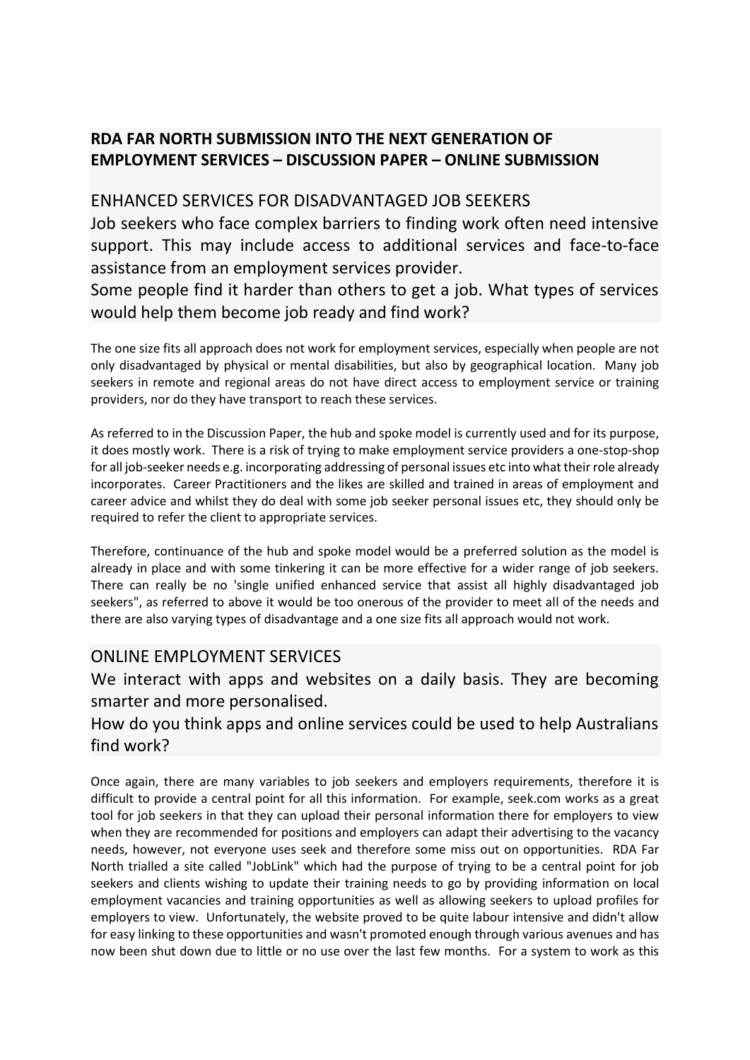**RDA FAR NORTH SUBMISSION INTO THE NEXT GENERATION OF EMPLOYMENT SERVICES – DISCUSSION PAPER – ONLINE SUBMISSION**

## ENHANCED SERVICES FOR DISADVANTAGED JOB SEEKERS

Job seekers who face complex barriers to finding work often need intensive support. This may include access to additional services and face-to-face assistance from an employment services provider.

Some people find it harder than others to get a job. What types of services would help them become job ready and find work?

The one size fits all approach does not work for employment services, especially when people are not only disadvantaged by physical or mental disabilities, but also by geographical location. Many job seekers in remote and regional areas do not have direct access to employment service or training providers, nor do they have transport to reach these services.

As referred to in the Discussion Paper, the hub and spoke model is currently used and for its purpose, it does mostly work. There is a risk of trying to make employment service providers a one-stop-shop for all job-seeker needs e.g. incorporating addressing of personal issues etc into what their role already incorporates. Career Practitioners and the likes are skilled and trained in areas of employment and career advice and whilst they do deal with some job seeker personal issues etc, they should only be required to refer the client to appropriate services.

Therefore, continuance of the hub and spoke model would be a preferred solution as the model is already in place and with some tinkering it can be more effective for a wider range of job seekers. There can really be no 'single unified enhanced service that assist all highly disadvantaged job seekers", as referred to above it would be too onerous of the provider to meet all of the needs and there are also varying types of disadvantage and a one size fits all approach would not work.

## ONLINE EMPLOYMENT SERVICES

We interact with apps and websites on a daily basis. They are becoming smarter and more personalised.

How do you think apps and online services could be used to help Australians find work?

Once again, there are many variables to job seekers and employers requirements, therefore it is difficult to provide a central point for all this information. For example, seek.com works as a great tool for job seekers in that they can upload their personal information there for employers to view when they are recommended for positions and employers can adapt their advertising to the vacancy needs, however, not everyone uses seek and therefore some miss out on opportunities. RDA Far North trialled a site called "JobLink" which had the purpose of trying to be a central point for job seekers and clients wishing to update their training needs to go by providing information on local employment vacancies and training opportunities as well as allowing seekers to upload profiles for employers to view. Unfortunately, the website proved to be quite labour intensive and didn't allow for easy linking to these opportunities and wasn't promoted enough through various avenues and has now been shut down due to little or no use over the last few months. For a system to work as this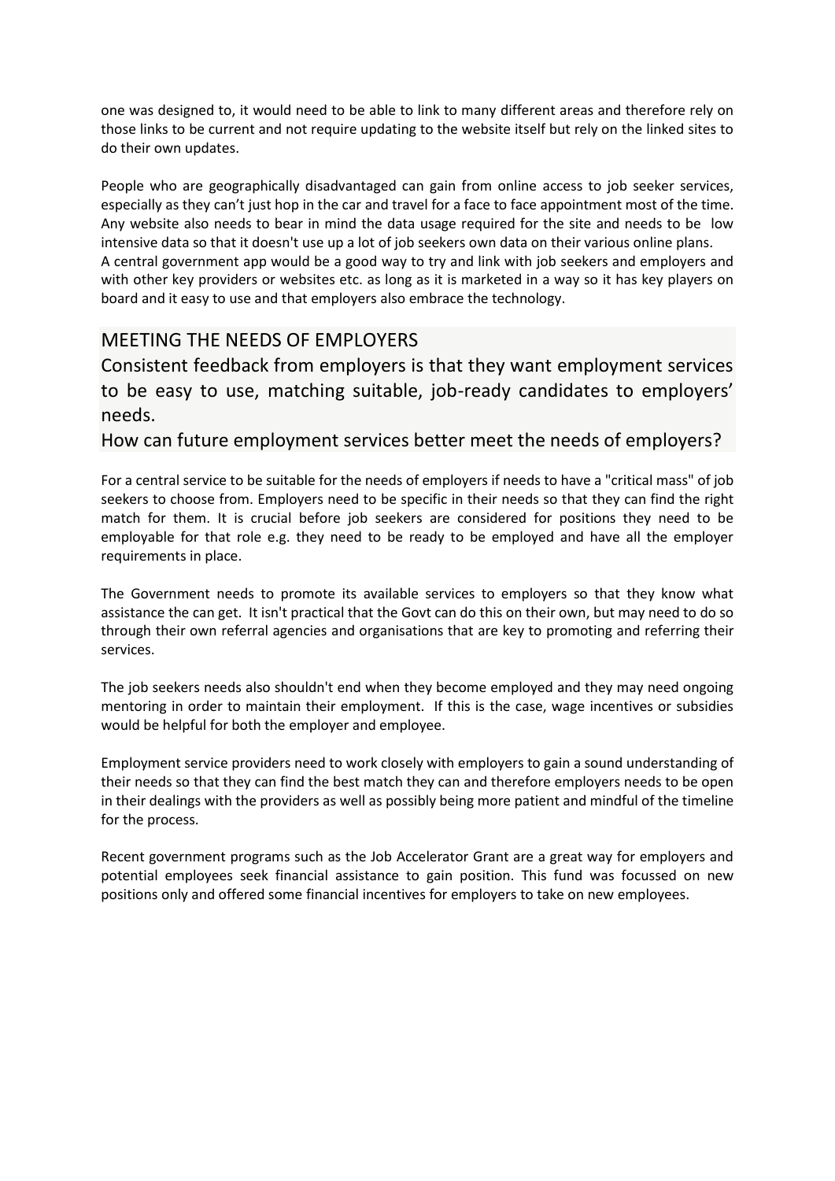one was designed to, it would need to be able to link to many different areas and therefore rely on those links to be current and not require updating to the website itself but rely on the linked sites to do their own updates.

People who are geographically disadvantaged can gain from online access to job seeker services, especially as they can't just hop in the car and travel for a face to face appointment most of the time. Any website also needs to bear in mind the data usage required for the site and needs to be low intensive data so that it doesn't use up a lot of job seekers own data on their various online plans.
A central government app would be a good way to try and link with job seekers and employers and with other key providers or websites etc. as long as it is marketed in a way so it has key players on board and it easy to use and that employers also embrace the technology.

## MEETING THE NEEDS OF EMPLOYERS

## Consistent feedback from employers is that they want employment services to be easy to use, matching suitable, job-ready candidates to employers' needs.

## How can future employment services better meet the needs of employers?

For a central service to be suitable for the needs of employers if needs to have a "critical mass" of job seekers to choose from. Employers need to be specific in their needs so that they can find the right match for them. It is crucial before job seekers are considered for positions they need to be employable for that role e.g. they need to be ready to be employed and have all the employer requirements in place.

The Government needs to promote its available services to employers so that they know what assistance the can get. It isn't practical that the Govt can do this on their own, but may need to do so through their own referral agencies and organisations that are key to promoting and referring their services.

The job seekers needs also shouldn't end when they become employed and they may need ongoing mentoring in order to maintain their employment. If this is the case, wage incentives or subsidies would be helpful for both the employer and employee.

Employment service providers need to work closely with employers to gain a sound understanding of their needs so that they can find the best match they can and therefore employers needs to be open in their dealings with the providers as well as possibly being more patient and mindful of the timeline for the process.

Recent government programs such as the Job Accelerator Grant are a great way for employers and potential employees seek financial assistance to gain position. This fund was focussed on new positions only and offered some financial incentives for employers to take on new employees.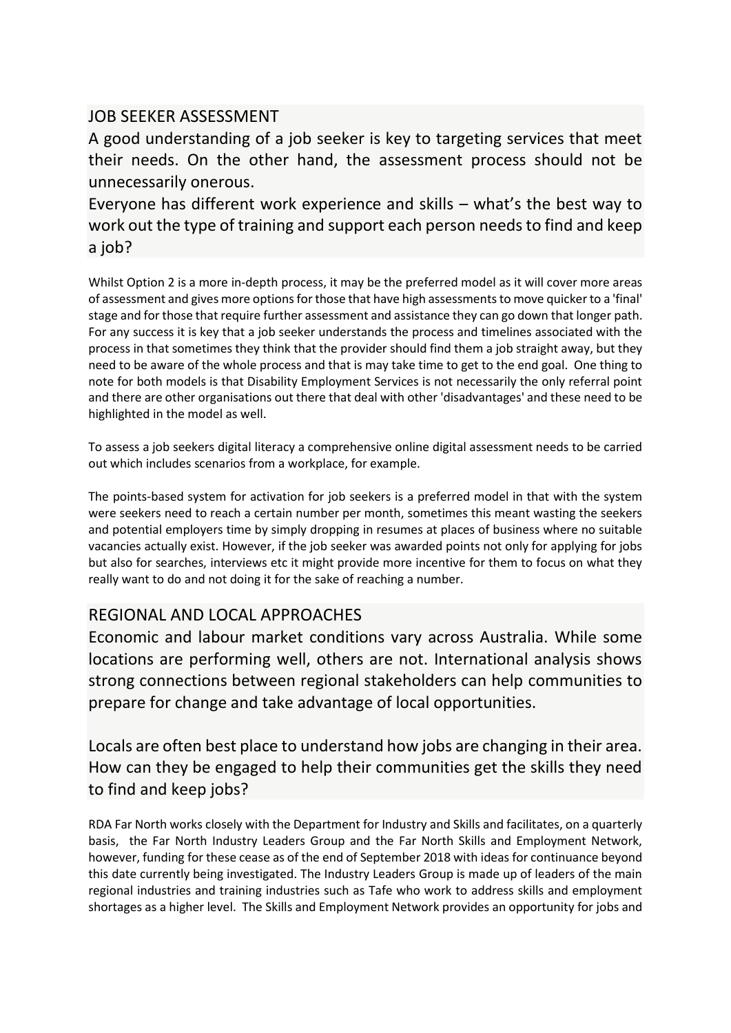## JOB SEEKER ASSESSMENT

A good understanding of a job seeker is key to targeting services that meet their needs. On the other hand, the assessment process should not be unnecessarily onerous.

Everyone has different work experience and skills – what's the best way to work out the type of training and support each person needs to find and keep a job?

Whilst Option 2 is a more in-depth process, it may be the preferred model as it will cover more areas of assessment and gives more options for those that have high assessments to move quicker to a 'final' stage and for those that require further assessment and assistance they can go down that longer path. For any success it is key that a job seeker understands the process and timelines associated with the process in that sometimes they think that the provider should find them a job straight away, but they need to be aware of the whole process and that is may take time to get to the end goal. One thing to note for both models is that Disability Employment Services is not necessarily the only referral point and there are other organisations out there that deal with other 'disadvantages' and these need to be highlighted in the model as well.

To assess a job seekers digital literacy a comprehensive online digital assessment needs to be carried out which includes scenarios from a workplace, for example.

The points-based system for activation for job seekers is a preferred model in that with the system were seekers need to reach a certain number per month, sometimes this meant wasting the seekers and potential employers time by simply dropping in resumes at places of business where no suitable vacancies actually exist. However, if the job seeker was awarded points not only for applying for jobs but also for searches, interviews etc it might provide more incentive for them to focus on what they really want to do and not doing it for the sake of reaching a number.

## REGIONAL AND LOCAL APPROACHES

Economic and labour market conditions vary across Australia. While some locations are performing well, others are not. International analysis shows strong connections between regional stakeholders can help communities to prepare for change and take advantage of local opportunities.

Locals are often best place to understand how jobs are changing in their area. How can they be engaged to help their communities get the skills they need to find and keep jobs?

RDA Far North works closely with the Department for Industry and Skills and facilitates, on a quarterly basis, the Far North Industry Leaders Group and the Far North Skills and Employment Network, however, funding for these cease as of the end of September 2018 with ideas for continuance beyond this date currently being investigated. The Industry Leaders Group is made up of leaders of the main regional industries and training industries such as Tafe who work to address skills and employment shortages as a higher level. The Skills and Employment Network provides an opportunity for jobs and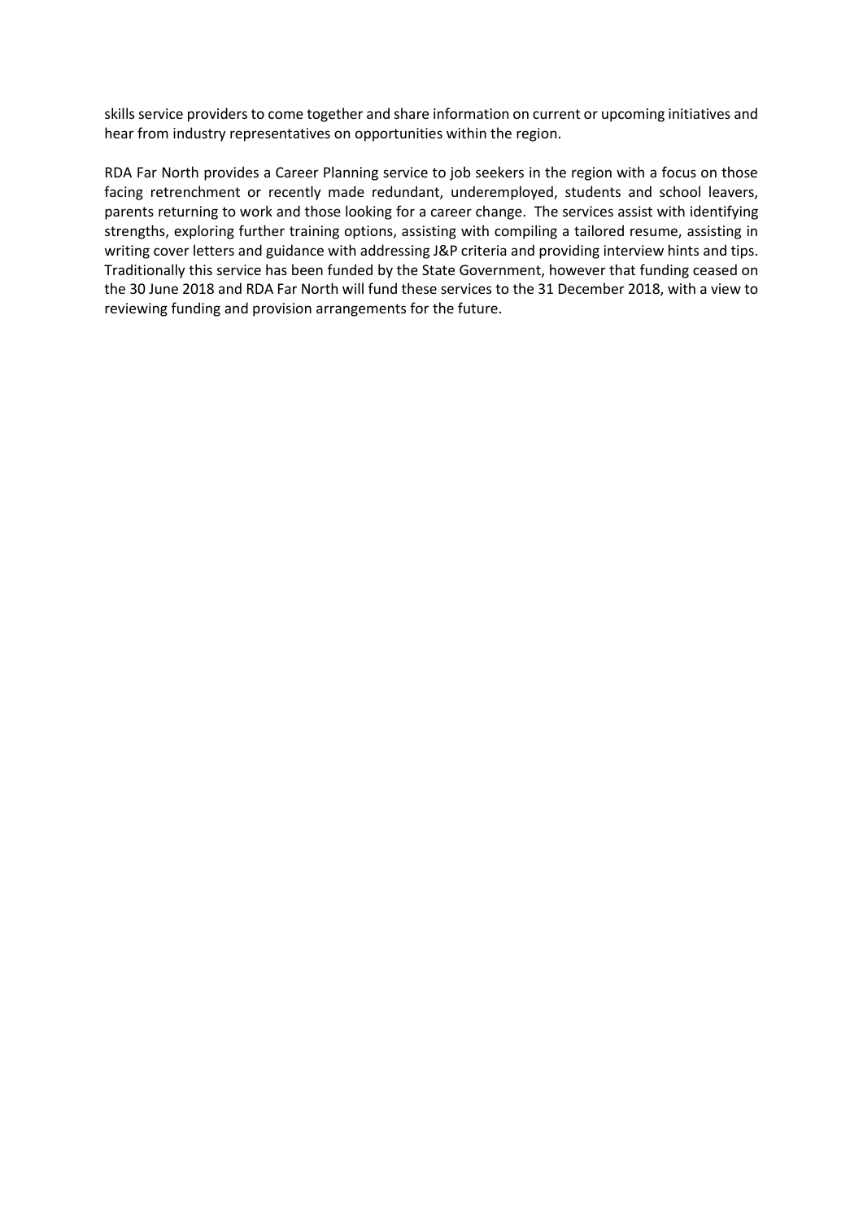skills service providers to come together and share information on current or upcoming initiatives and hear from industry representatives on opportunities within the region.

RDA Far North provides a Career Planning service to job seekers in the region with a focus on those facing retrenchment or recently made redundant, underemployed, students and school leavers, parents returning to work and those looking for a career change. The services assist with identifying strengths, exploring further training options, assisting with compiling a tailored resume, assisting in writing cover letters and guidance with addressing J&P criteria and providing interview hints and tips. Traditionally this service has been funded by the State Government, however that funding ceased on the 30 June 2018 and RDA Far North will fund these services to the 31 December 2018, with a view to reviewing funding and provision arrangements for the future.